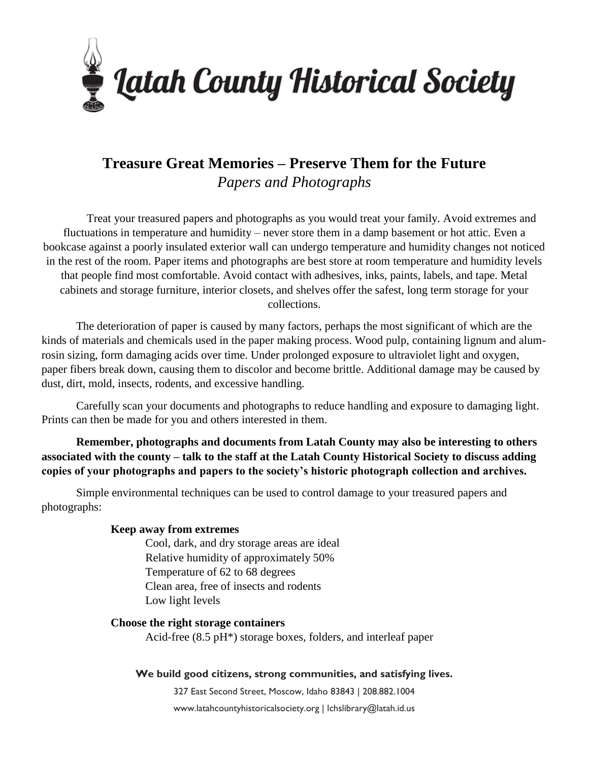# Latah County Historical Society

## Treasure Great Memories – Preserve Them for the Future

*Papers and Photographs*

Treat your treasured papers and photographs as you would treat your family. Avoid extremes and fluctuations in temperature and humidity – never store them in a damp basement or hot attic. Even a bookcase against a poorly insulated exterior wall can undergo temperature and humidity changes not noticed in the rest of the room. Paper items and photographs are best store at room temperature and humidity levels that people find most comfortable. Avoid contact with adhesives, inks, paints, labels, and tape. Metal cabinets and storage furniture, interior closets, and shelves offer the safest, long term storage for your collections.

The deterioration of paper is caused by many factors, perhaps the most significant of which are the kinds of materials and chemicals used in the paper making process. Wood pulp, containing lignum and alum-rosin sizing, form damaging acids over time. Under prolonged exposure to ultraviolet light and oxygen, paper fibers break down, causing them to discolor and become brittle. Additional damage may be caused by dust, dirt, mold, insects, rodents, and excessive handling.

Carefully scan your documents and photographs to reduce handling and exposure to damaging light. Prints can then be made for you and others interested in them.

**Remember, photographs and documents from Latah County may also be interesting to others associated with the county – talk to the staff at the Latah County Historical Society to discuss adding copies of your photographs and papers to the society's historic photograph collection and archives.**

Simple environmental techniques can be used to control damage to your treasured papers and photographs:

**Keep away from extremes**

- Cool, dark, and dry storage areas are ideal
- Relative humidity of approximately 50%
- Temperature of 62 to 68 degrees
- Clean area, free of insects and rodents
- Low light levels

**Choose the right storage containers**

- Acid-free (8.5 pH*) storage boxes, folders, and interleaf paper

**We build good citizens, strong communities, and satisfying lives.**

327 East Second Street, Moscow, Idaho 83843 | 208.882.1004

www.latahcountyhistoricalsociety.org | lchslibrary@latah.id.us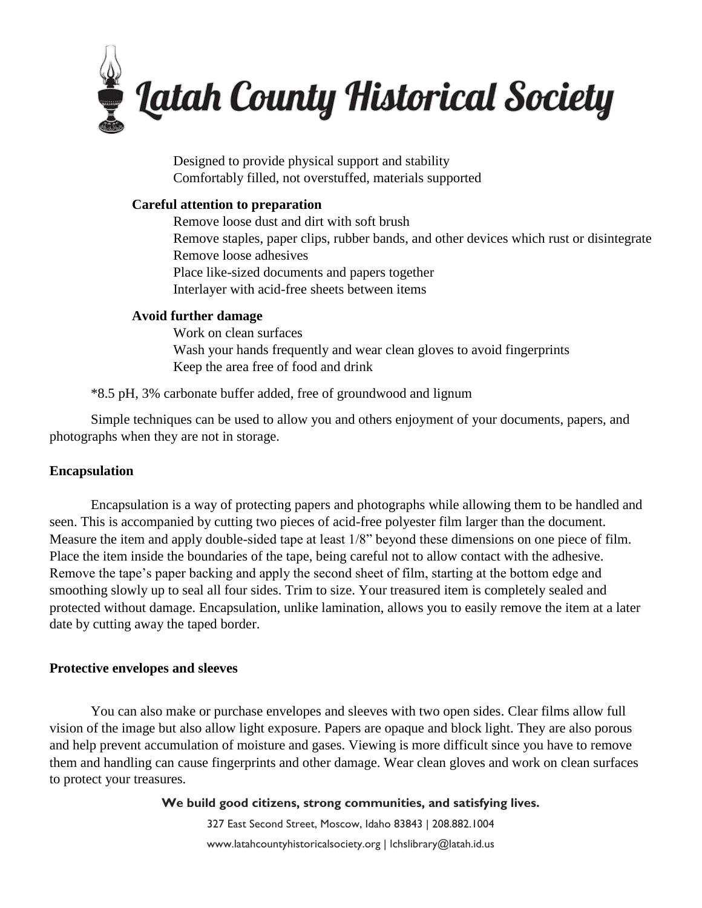Designed to provide physical support and stability
Comfortably filled, not overstuffed, materials supported

**Careful attention to preparation**

Remove loose dust and dirt with soft brush
Remove staples, paper clips, rubber bands, and other devices which rust or disintegrate
Remove loose adhesives
Place like-sized documents and papers together
Interlayer with acid-free sheets between items

**Avoid further damage**

Work on clean surfaces
Wash your hands frequently and wear clean gloves to avoid fingerprints
Keep the area free of food and drink

*8.5 pH, 3% carbonate buffer added, free of groundwood and lignum

Simple techniques can be used to allow you and others enjoyment of your documents, papers, and photographs when they are not in storage.

**Encapsulation**

Encapsulation is a way of protecting papers and photographs while allowing them to be handled and seen. This is accompanied by cutting two pieces of acid-free polyester film larger than the document. Measure the item and apply double-sided tape at least 1/8" beyond these dimensions on one piece of film. Place the item inside the boundaries of the tape, being careful not to allow contact with the adhesive. Remove the tape's paper backing and apply the second sheet of film, starting at the bottom edge and smoothing slowly up to seal all four sides. Trim to size. Your treasured item is completely sealed and protected without damage. Encapsulation, unlike lamination, allows you to easily remove the item at a later date by cutting away the taped border.

**Protective envelopes and sleeves**

You can also make or purchase envelopes and sleeves with two open sides. Clear films allow full vision of the image but also allow light exposure. Papers are opaque and block light. They are also porous and help prevent accumulation of moisture and gases. Viewing is more difficult since you have to remove them and handling can cause fingerprints and other damage. Wear clean gloves and work on clean surfaces to protect your treasures.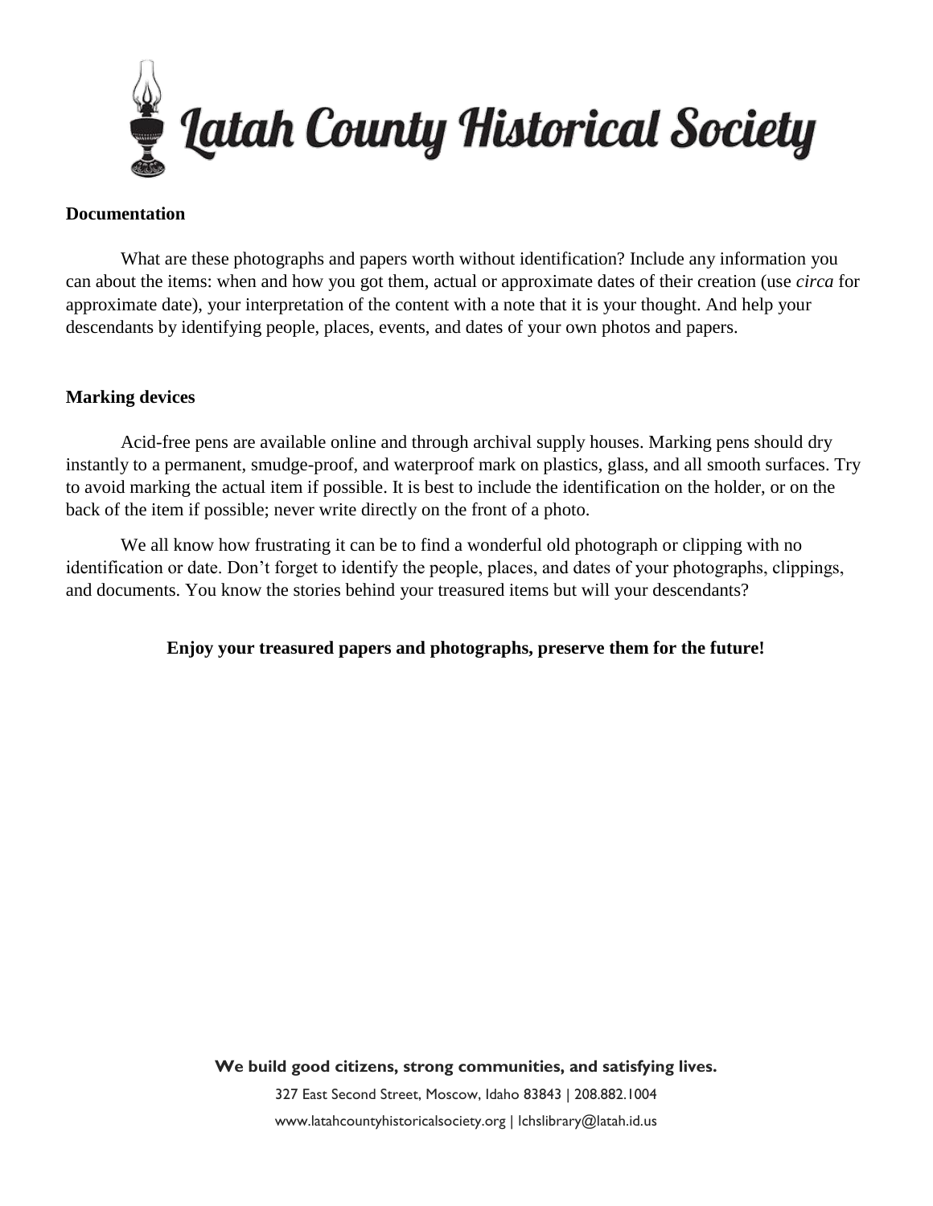# Latah County Historical Society

**Documentation**

What are these photographs and papers worth without identification? Include any information you can about the items: when and how you got them, actual or approximate dates of their creation (use *circa* for approximate date), your interpretation of the content with a note that it is your thought. And help your descendants by identifying people, places, events, and dates of your own photos and papers.

**Marking devices**

Acid-free pens are available online and through archival supply houses. Marking pens should dry instantly to a permanent, smudge-proof, and waterproof mark on plastics, glass, and all smooth surfaces. Try to avoid marking the actual item if possible. It is best to include the identification on the holder, or on the back of the item if possible; never write directly on the front of a photo.

We all know how frustrating it can be to find a wonderful old photograph or clipping with no identification or date. Don't forget to identify the people, places, and dates of your photographs, clippings, and documents. You know the stories behind your treasured items but will your descendants?

**Enjoy your treasured papers and photographs, preserve them for the future!**

**We build good citizens, strong communities, and satisfying lives.**

327 East Second Street, Moscow, Idaho 83843 | 208.882.1004

www.latahcountyhistoricalsociety.org | lchslibrary@latah.id.us